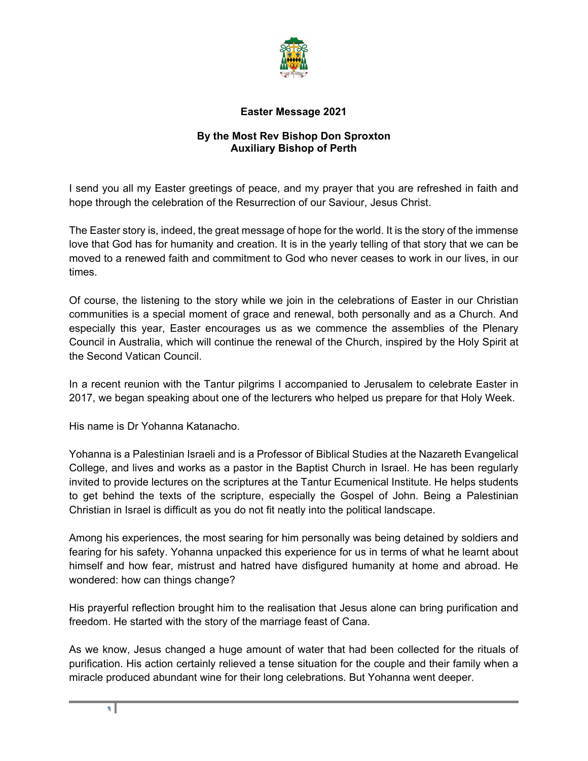# Easter Message 2021

## By the Most Rev Bishop Don Sproxton
## Auxiliary Bishop of Perth

I send you all my Easter greetings of peace, and my prayer that you are refreshed in faith and hope through the celebration of the Resurrection of our Saviour, Jesus Christ.

The Easter story is, indeed, the great message of hope for the world. It is the story of the immense love that God has for humanity and creation. It is in the yearly telling of that story that we can be moved to a renewed faith and commitment to God who never ceases to work in our lives, in our times.

Of course, the listening to the story while we join in the celebrations of Easter in our Christian communities is a special moment of grace and renewal, both personally and as a Church. And especially this year, Easter encourages us as we commence the assemblies of the Plenary Council in Australia, which will continue the renewal of the Church, inspired by the Holy Spirit at the Second Vatican Council.

In a recent reunion with the Tantur pilgrims I accompanied to Jerusalem to celebrate Easter in 2017, we began speaking about one of the lecturers who helped us prepare for that Holy Week.

His name is Dr Yohanna Katanacho.

Yohanna is a Palestinian Israeli and is a Professor of Biblical Studies at the Nazareth Evangelical College, and lives and works as a pastor in the Baptist Church in Israel. He has been regularly invited to provide lectures on the scriptures at the Tantur Ecumenical Institute. He helps students to get behind the texts of the scripture, especially the Gospel of John. Being a Palestinian Christian in Israel is difficult as you do not fit neatly into the political landscape.

Among his experiences, the most searing for him personally was being detained by soldiers and fearing for his safety. Yohanna unpacked this experience for us in terms of what he learnt about himself and how fear, mistrust and hatred have disfigured humanity at home and abroad. He wondered: how can things change?

His prayerful reflection brought him to the realisation that Jesus alone can bring purification and freedom. He started with the story of the marriage feast of Cana.

As we know, Jesus changed a huge amount of water that had been collected for the rituals of purification. His action certainly relieved a tense situation for the couple and their family when a miracle produced abundant wine for their long celebrations. But Yohanna went deeper.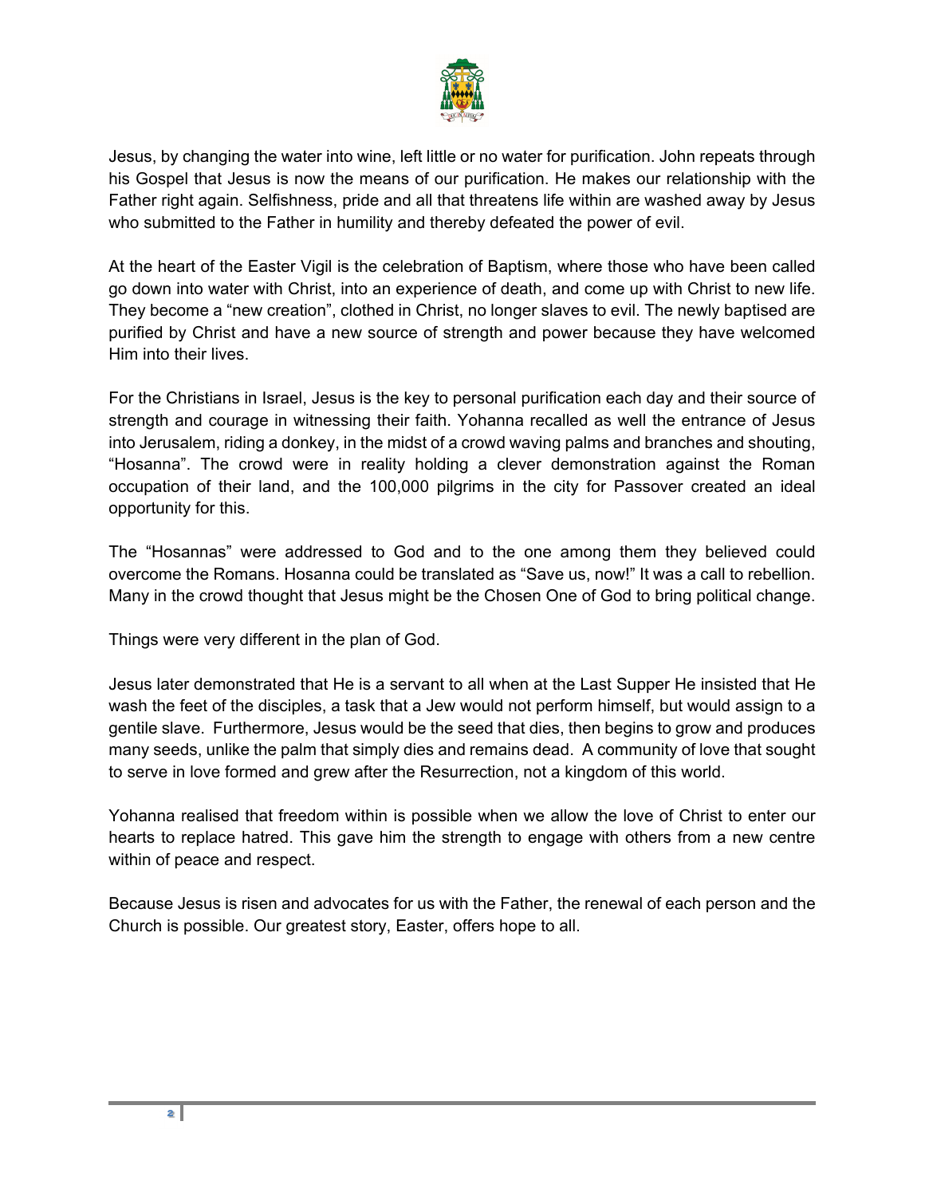Jesus, by changing the water into wine, left little or no water for purification. John repeats through his Gospel that Jesus is now the means of our purification. He makes our relationship with the Father right again. Selfishness, pride and all that threatens life within are washed away by Jesus who submitted to the Father in humility and thereby defeated the power of evil.

At the heart of the Easter Vigil is the celebration of Baptism, where those who have been called go down into water with Christ, into an experience of death, and come up with Christ to new life. They become a "new creation", clothed in Christ, no longer slaves to evil. The newly baptised are purified by Christ and have a new source of strength and power because they have welcomed Him into their lives.

For the Christians in Israel, Jesus is the key to personal purification each day and their source of strength and courage in witnessing their faith. Yohanna recalled as well the entrance of Jesus into Jerusalem, riding a donkey, in the midst of a crowd waving palms and branches and shouting, "Hosanna". The crowd were in reality holding a clever demonstration against the Roman occupation of their land, and the 100,000 pilgrims in the city for Passover created an ideal opportunity for this.

The "Hosannas" were addressed to God and to the one among them they believed could overcome the Romans. Hosanna could be translated as "Save us, now!" It was a call to rebellion. Many in the crowd thought that Jesus might be the Chosen One of God to bring political change.

Things were very different in the plan of God.

Jesus later demonstrated that He is a servant to all when at the Last Supper He insisted that He wash the feet of the disciples, a task that a Jew would not perform himself, but would assign to a gentile slave. Furthermore, Jesus would be the seed that dies, then begins to grow and produces many seeds, unlike the palm that simply dies and remains dead. A community of love that sought to serve in love formed and grew after the Resurrection, not a kingdom of this world.

Yohanna realised that freedom within is possible when we allow the love of Christ to enter our hearts to replace hatred. This gave him the strength to engage with others from a new centre within of peace and respect.

Because Jesus is risen and advocates for us with the Father, the renewal of each person and the Church is possible. Our greatest story, Easter, offers hope to all.